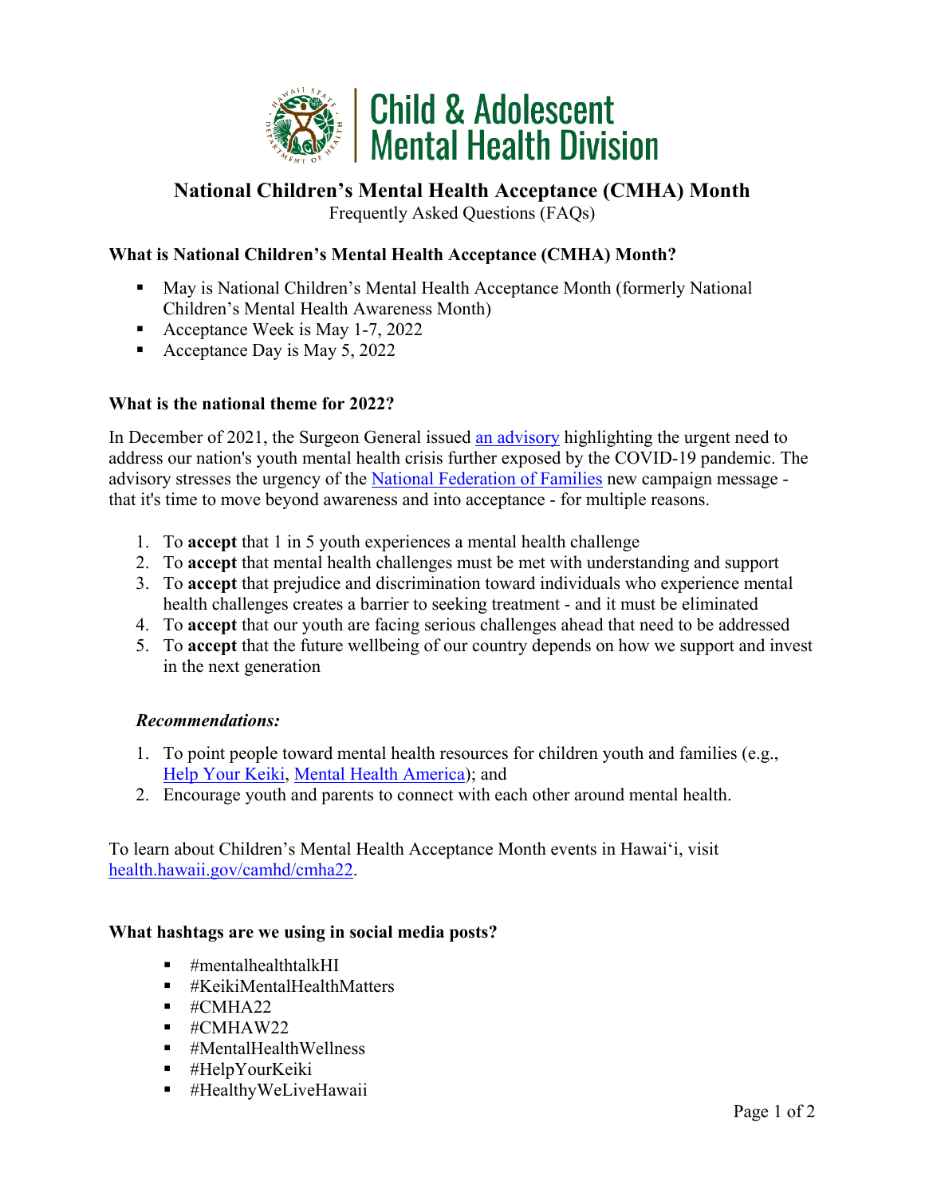Child & Adolescent Mental Health Division

# National Children's Mental Health Acceptance (CMHA) Month

Frequently Asked Questions (FAQs)

### What is National Children's Mental Health Acceptance (CMHA) Month?

- May is National Children's Mental Health Acceptance Month (formerly National Children's Mental Health Awareness Month)
- Acceptance Week is May 1-7, 2022
- Acceptance Day is May 5, 2022

### What is the national theme for 2022?

In December of 2021, the Surgeon General issued an advisory highlighting the urgent need to address our nation's youth mental health crisis further exposed by the COVID-19 pandemic. The advisory stresses the urgency of the National Federation of Families new campaign message - that it's time to move beyond awareness and into acceptance - for multiple reasons.

1. To **accept** that 1 in 5 youth experiences a mental health challenge
2. To **accept** that mental health challenges must be met with understanding and support
3. To **accept** that prejudice and discrimination toward individuals who experience mental health challenges creates a barrier to seeking treatment - and it must be eliminated
4. To **accept** that our youth are facing serious challenges ahead that need to be addressed
5. To **accept** that the future wellbeing of our country depends on how we support and invest in the next generation

***Recommendations:***

1. To point people toward mental health resources for children youth and families (e.g., Help Your Keiki, Mental Health America); and
2. Encourage youth and parents to connect with each other around mental health.

To learn about Children's Mental Health Acceptance Month events in Hawaiʻi, visit health.hawaii.gov/camhd/cmha22.

### What hashtags are we using in social media posts?

- #mentalhealthtalkHI
- #KeikiMentalHealthMatters
- #CMHA22
- #CMHAW22
- #MentalHealthWellness
- #HelpYourKeiki
- #HealthyWeLiveHawaii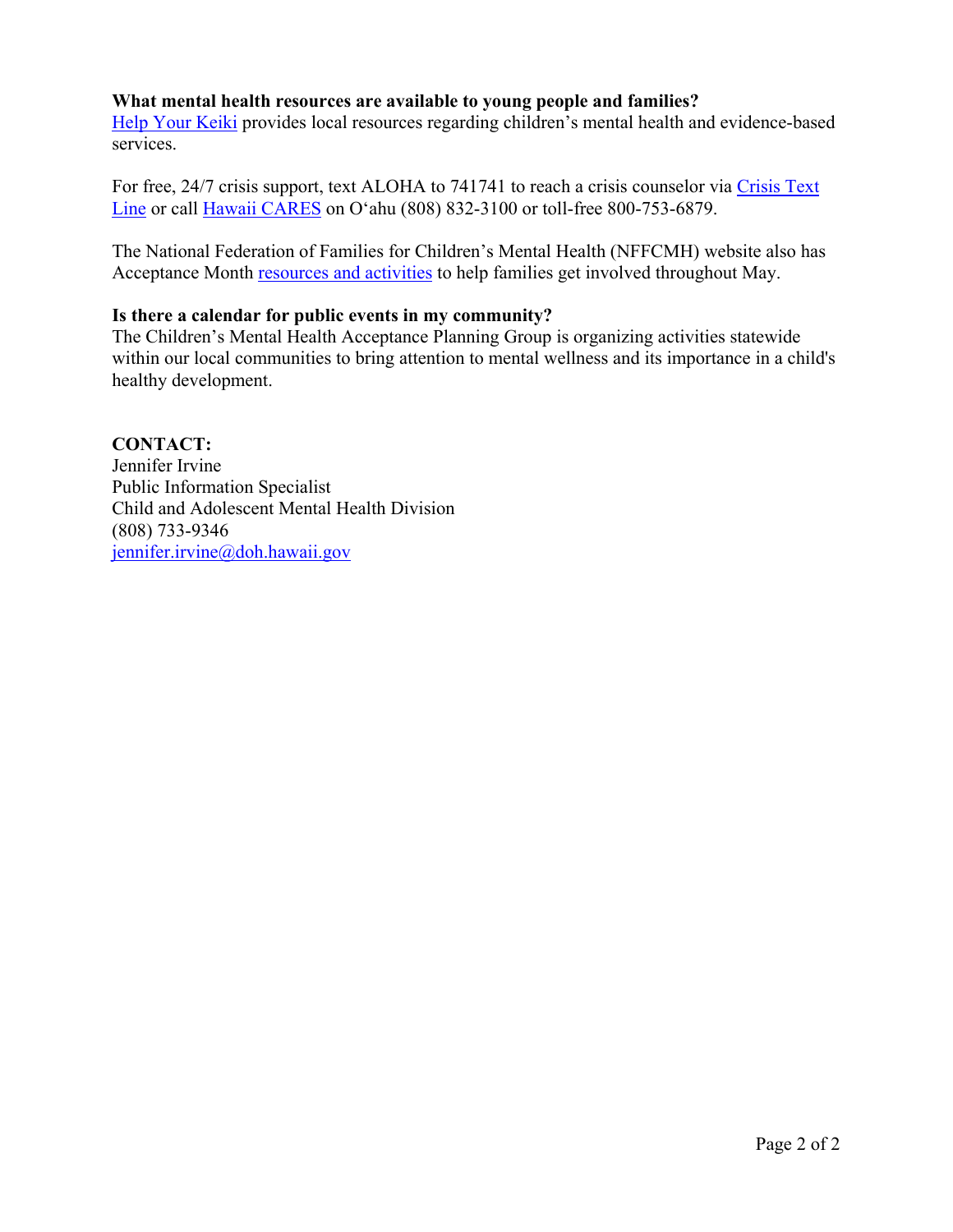**What mental health resources are available to young people and families?**
Help Your Keiki provides local resources regarding children's mental health and evidence-based services.

For free, 24/7 crisis support, text ALOHA to 741741 to reach a crisis counselor via Crisis Text Line or call Hawaii CARES on Oʻahu (808) 832-3100 or toll-free 800-753-6879.

The National Federation of Families for Children's Mental Health (NFFCMH) website also has Acceptance Month resources and activities to help families get involved throughout May.

**Is there a calendar for public events in my community?**
The Children's Mental Health Acceptance Planning Group is organizing activities statewide within our local communities to bring attention to mental wellness and its importance in a child's healthy development.

**CONTACT:**
Jennifer Irvine
Public Information Specialist
Child and Adolescent Mental Health Division
(808) 733-9346
jennifer.irvine@doh.hawaii.gov